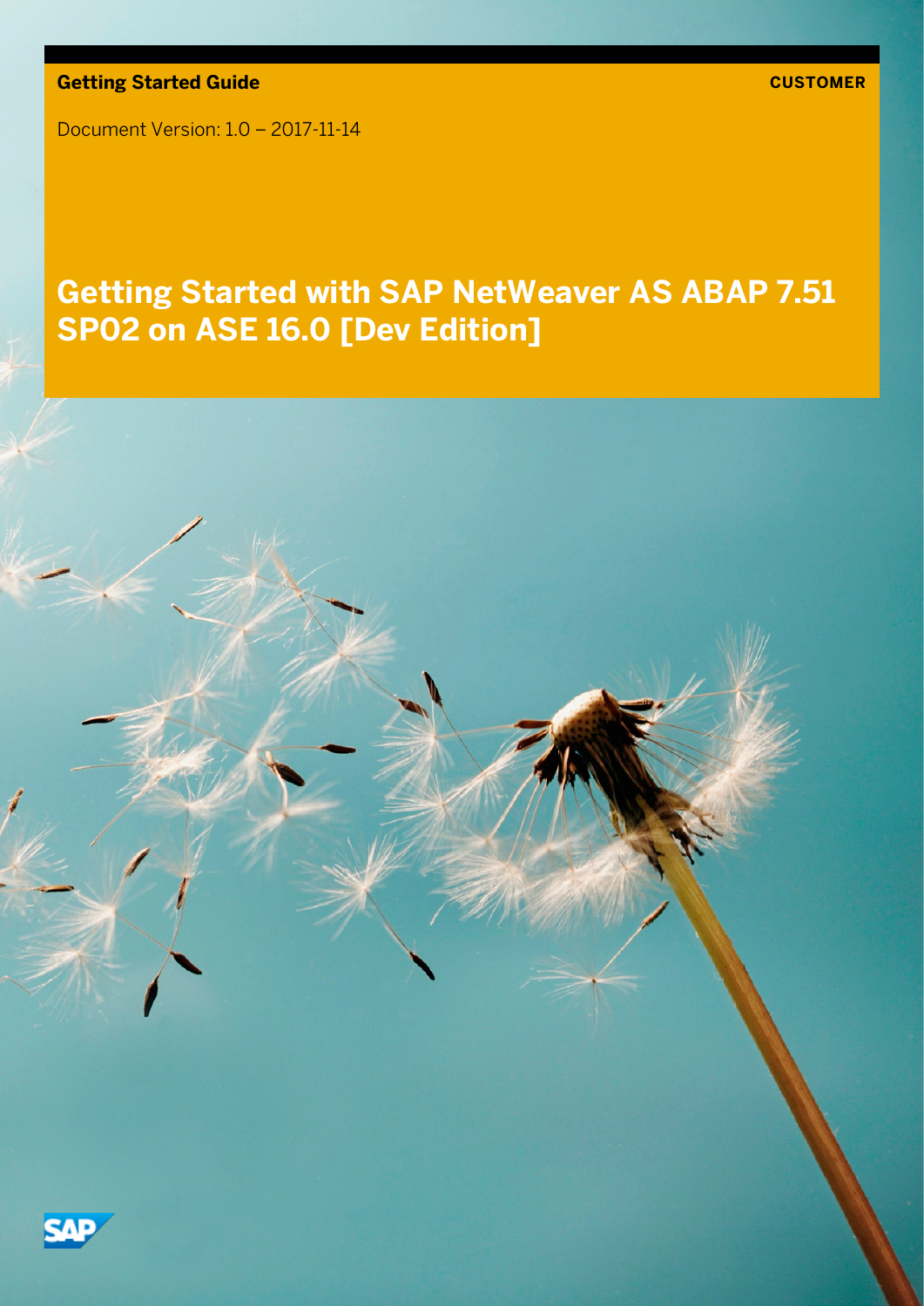**Getting Started Guide** **CUSTOMER**

Document Version: 1.0 – 2017-11-14

# Getting Started with SAP NetWeaver AS ABAP 7.51 SP02 on ASE 16.0 [Dev Edition]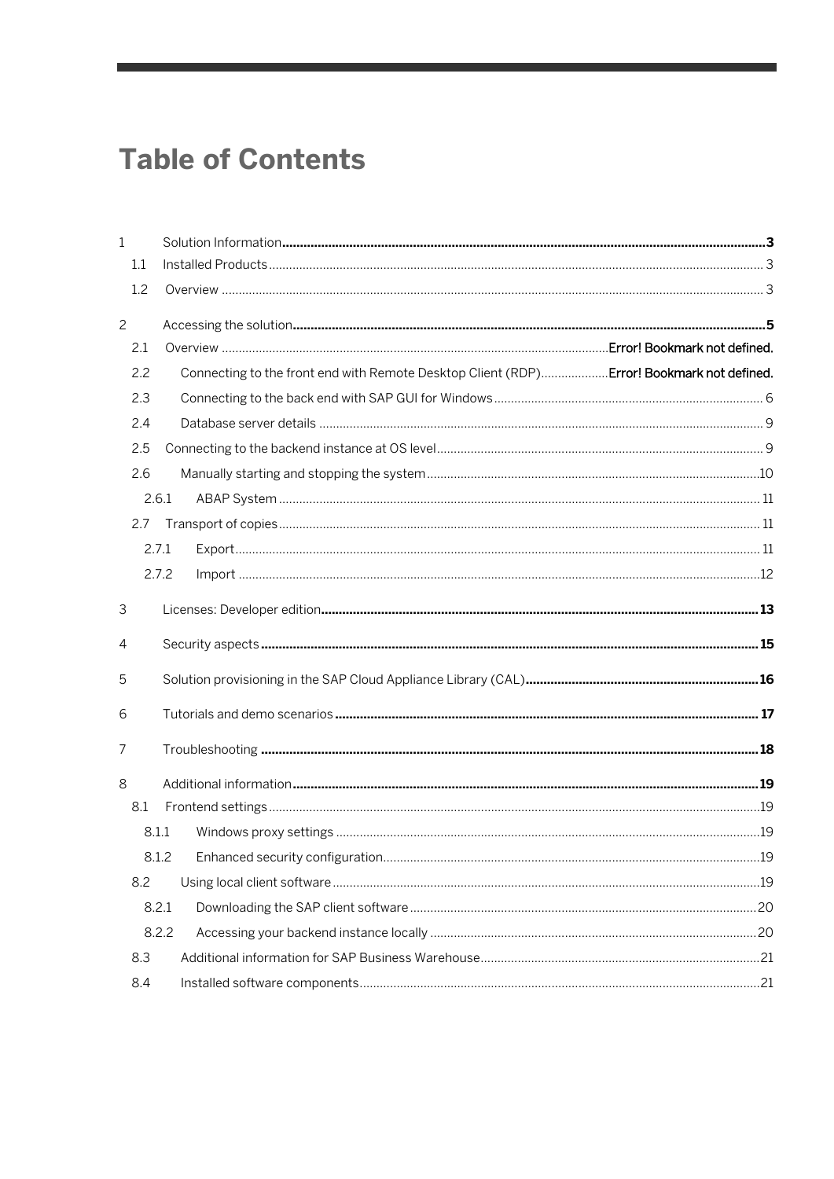# Table of Contents

1 Solution Information ... 3
- 1.1 Installed Products ... 3
- 1.2 Overview ... 3

2 Accessing the solution ... 5
- 2.1 Overview ... Error! Bookmark not defined.
- 2.2 Connecting to the front end with Remote Desktop Client (RDP) ... Error! Bookmark not defined.
- 2.3 Connecting to the back end with SAP GUI for Windows ... 6
- 2.4 Database server details ... 9
- 2.5 Connecting to the backend instance at OS level ... 9
- 2.6 Manually starting and stopping the system ... 10
  - 2.6.1 ABAP System ... 11
- 2.7 Transport of copies ... 11
  - 2.7.1 Export ... 11
  - 2.7.2 Import ... 12

3 Licenses: Developer edition ... 13

4 Security aspects ... 15

5 Solution provisioning in the SAP Cloud Appliance Library (CAL) ... 16

6 Tutorials and demo scenarios ... 17

7 Troubleshooting ... 18

8 Additional information ... 19
- 8.1 Frontend settings ... 19
  - 8.1.1 Windows proxy settings ... 19
  - 8.1.2 Enhanced security configuration ... 19
- 8.2 Using local client software ... 19
  - 8.2.1 Downloading the SAP client software ... 20
  - 8.2.2 Accessing your backend instance locally ... 20
- 8.3 Additional information for SAP Business Warehouse ... 21
- 8.4 Installed software components ... 21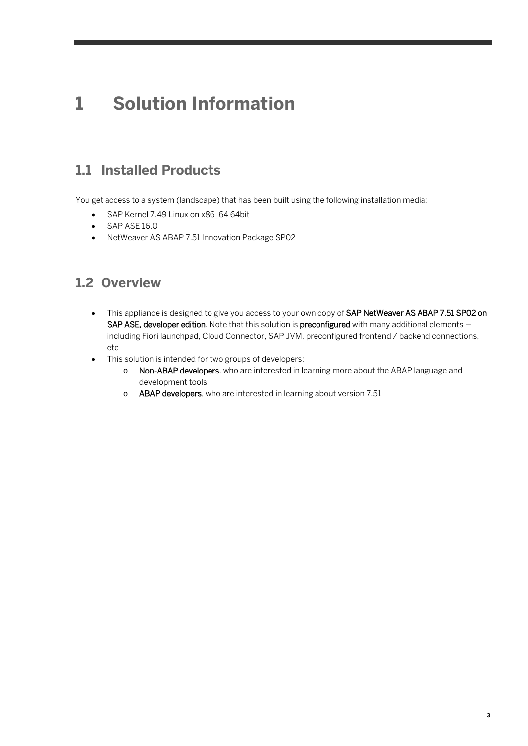# 1 Solution Information

## 1.1 Installed Products

You get access to a system (landscape) that has been built using the following installation media:

- SAP Kernel 7.49 Linux on x86_64 64bit
- SAP ASE 16.0
- NetWeaver AS ABAP 7.51 Innovation Package SP02

## 1.2 Overview

- This appliance is designed to give you access to your own copy of **SAP NetWeaver AS ABAP 7.51 SP02 on SAP ASE, developer edition**. Note that this solution is **preconfigured** with many additional elements — including Fiori launchpad, Cloud Connector, SAP JVM, preconfigured frontend / backend connections, etc
- This solution is intended for two groups of developers:
  - **Non-ABAP developers**, who are interested in learning more about the ABAP language and development tools
  - **ABAP developers**, who are interested in learning about version 7.51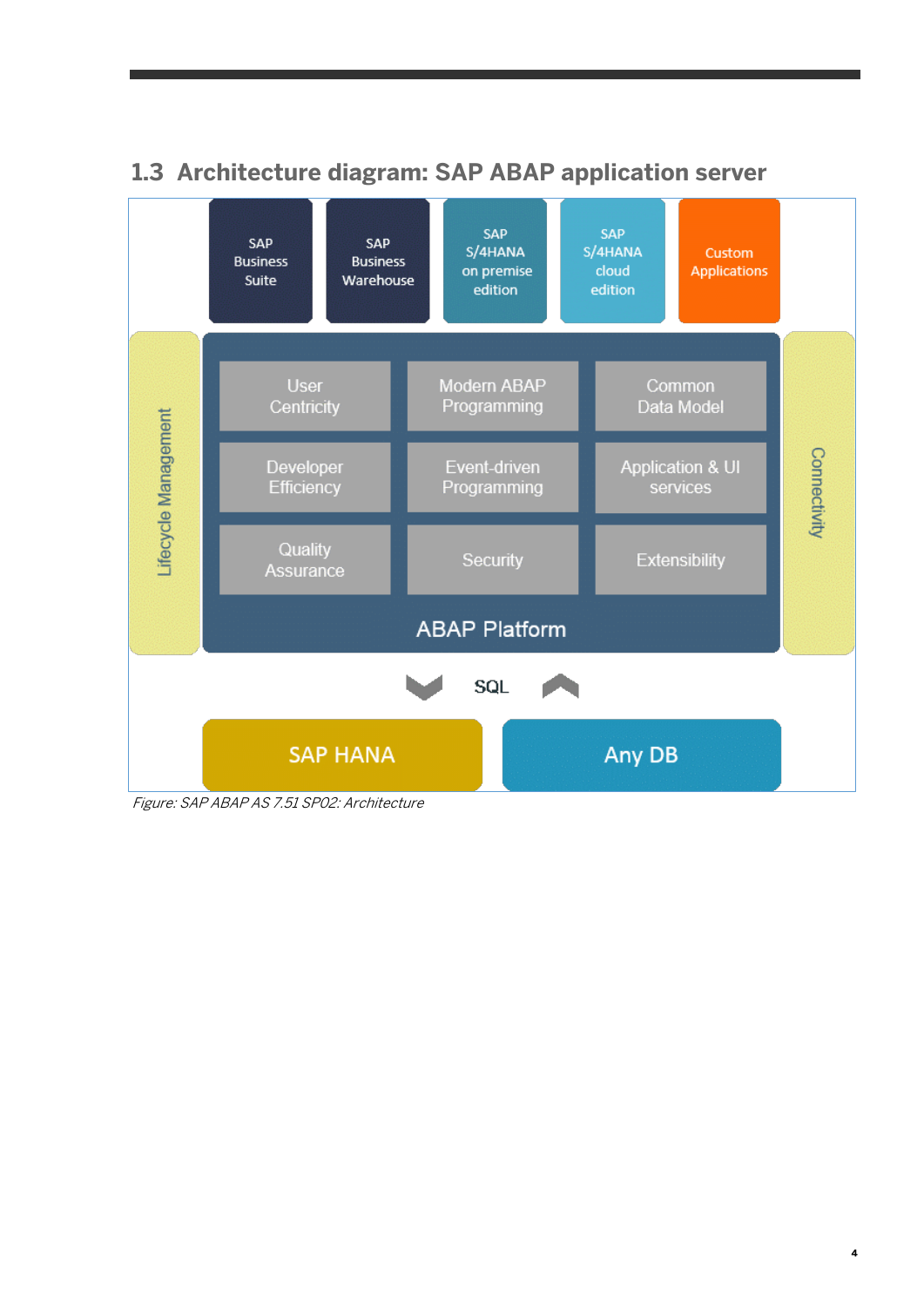## 1.3 Architecture diagram: SAP ABAP application server

SAP Business Suite

SAP Business Warehouse

SAP S/4HANA on premise edition

SAP S/4HANA cloud edition

Custom Applications

Lifecycle Management

User Centricity

Modern ABAP Programming

Common Data Model

Developer Efficiency

Event-driven Programming

Application & UI services

Quality Assurance

Security

Extensibility

ABAP Platform

Connectivity

SQL

SAP HANA

Any DB

*Figure: SAP ABAP AS 7.51 SP02: Architecture*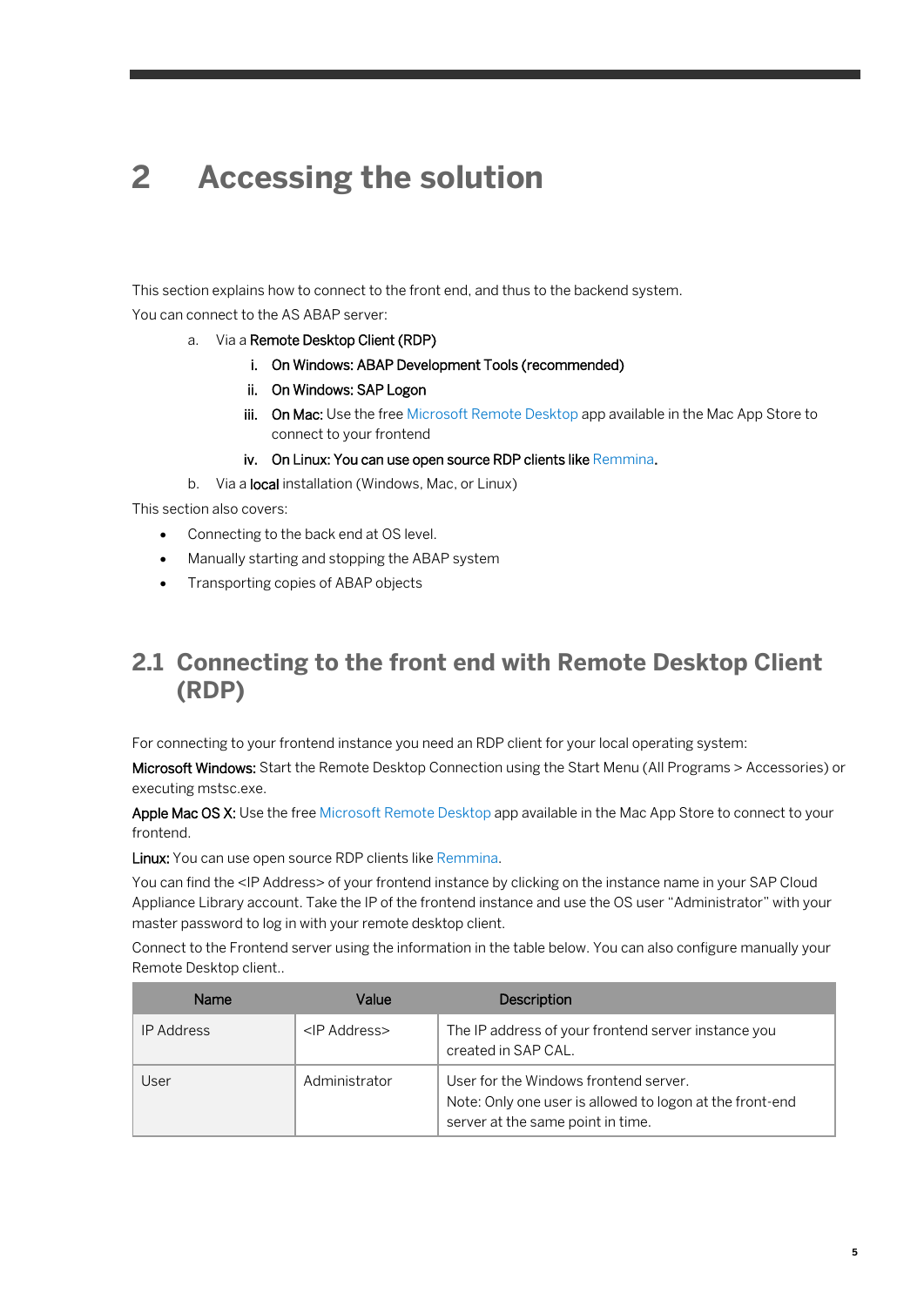# 2 Accessing the solution

This section explains how to connect to the front end, and thus to the backend system.

You can connect to the AS ABAP server:

a. Via a **Remote Desktop Client (RDP)**
   i. **On Windows: ABAP Development Tools (recommended)**
   ii. **On Windows: SAP Logon**
   iii. **On Mac:** Use the free Microsoft Remote Desktop app available in the Mac App Store to connect to your frontend
   iv. **On Linux: You can use open source RDP clients like** Remmina**.**

b. Via a **local** installation (Windows, Mac, or Linux)

This section also covers:

- Connecting to the back end at OS level.
- Manually starting and stopping the ABAP system
- Transporting copies of ABAP objects

## 2.1 Connecting to the front end with Remote Desktop Client (RDP)

For connecting to your frontend instance you need an RDP client for your local operating system:

**Microsoft Windows:** Start the Remote Desktop Connection using the Start Menu (All Programs > Accessories) or executing mstsc.exe.

**Apple Mac OS X:** Use the free Microsoft Remote Desktop app available in the Mac App Store to connect to your frontend.

**Linux:** You can use open source RDP clients like Remmina.

You can find the <IP Address> of your frontend instance by clicking on the instance name in your SAP Cloud Appliance Library account. Take the IP of the frontend instance and use the OS user "Administrator" with your master password to log in with your remote desktop client.

Connect to the Frontend server using the information in the table below. You can also configure manually your Remote Desktop client..

| Name | Value | Description |
|---|---|---|
| IP Address | <IP Address> | The IP address of your frontend server instance you created in SAP CAL. |
| User | Administrator | User for the Windows frontend server.<br>Note: Only one user is allowed to logon at the front-end server at the same point in time. |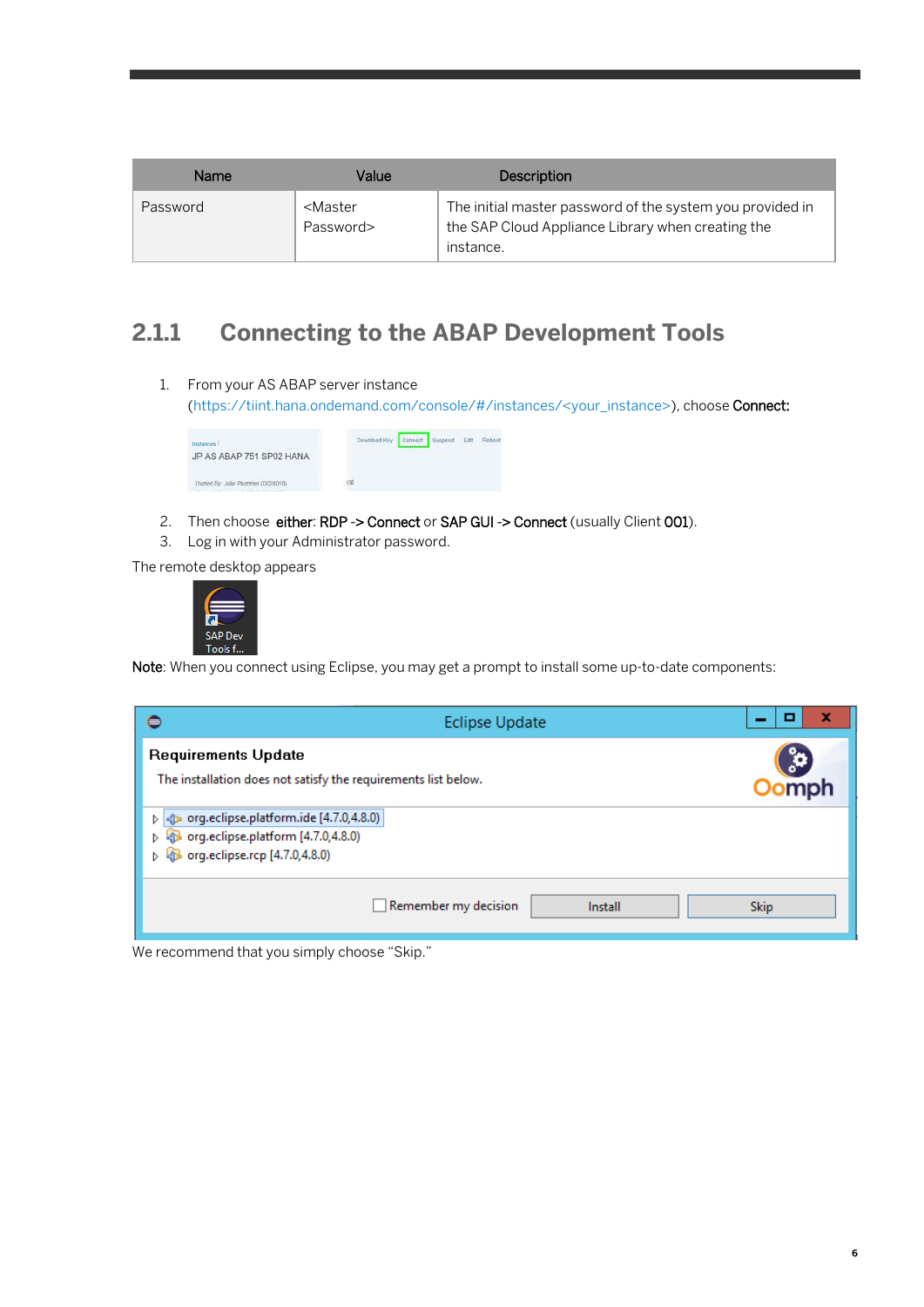| Name | Value | Description |
| --- | --- | --- |
| Password | <Master Password> | The initial master password of the system you provided in the SAP Cloud Appliance Library when creating the instance. |

## 2.1.1 Connecting to the ABAP Development Tools

1. From your AS ABAP server instance (https://tiint.hana.ondemand.com/console/#/instances/<your_instance>), choose **Connect:**

2. Then choose **either**: **RDP -> Connect** or **SAP GUI -> Connect** (usually Client **001**).
3. Log in with your Administrator password.

The remote desktop appears

**Note**: When you connect using Eclipse, you may get a prompt to install some up-to-date components:

We recommend that you simply choose "Skip."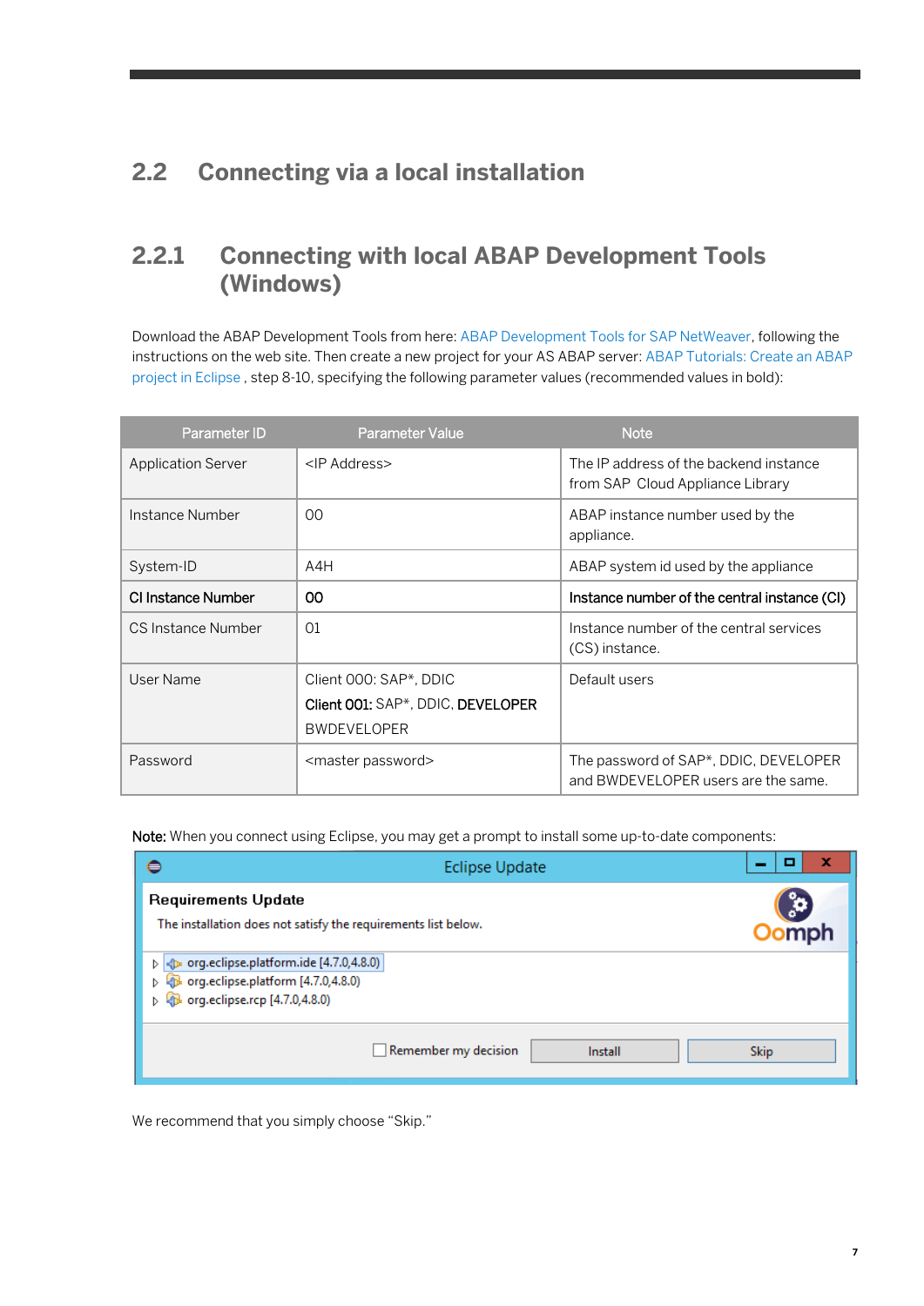## 2.2 Connecting via a local installation

### 2.2.1 Connecting with local ABAP Development Tools (Windows)

Download the ABAP Development Tools from here: ABAP Development Tools for SAP NetWeaver, following the instructions on the web site. Then create a new project for your AS ABAP server: ABAP Tutorials: Create an ABAP project in Eclipse , step 8-10, specifying the following parameter values (recommended values in bold):

| Parameter ID | Parameter Value | Note |
|---|---|---|
| Application Server | <IP Address> | The IP address of the backend instance from SAP Cloud Appliance Library |
| Instance Number | 00 | ABAP instance number used by the appliance. |
| System-ID | A4H | ABAP system id used by the appliance |
| **CI Instance Number** | **00** | **Instance number of the central instance (CI)** |
| CS Instance Number | 01 | Instance number of the central services (CS) instance. |
| User Name | Client 000: SAP*, DDIC<br>**Client 001:** SAP*, DDIC, **DEVELOPER**<br>BWDEVELOPER | Default users |
| Password | <master password> | The password of SAP*, DDIC, DEVELOPER and BWDEVELOPER users are the same. |

**Note:** When you connect using Eclipse, you may get a prompt to install some up-to-date components:

Eclipse Update

**Requirements Update**

The installation does not satisfy the requirements list below.

- org.eclipse.platform.ide [4.7.0,4.8.0)
- org.eclipse.platform [4.7.0,4.8.0)
- org.eclipse.rcp [4.7.0,4.8.0)

Remember my decision | Install | Skip

We recommend that you simply choose “Skip.”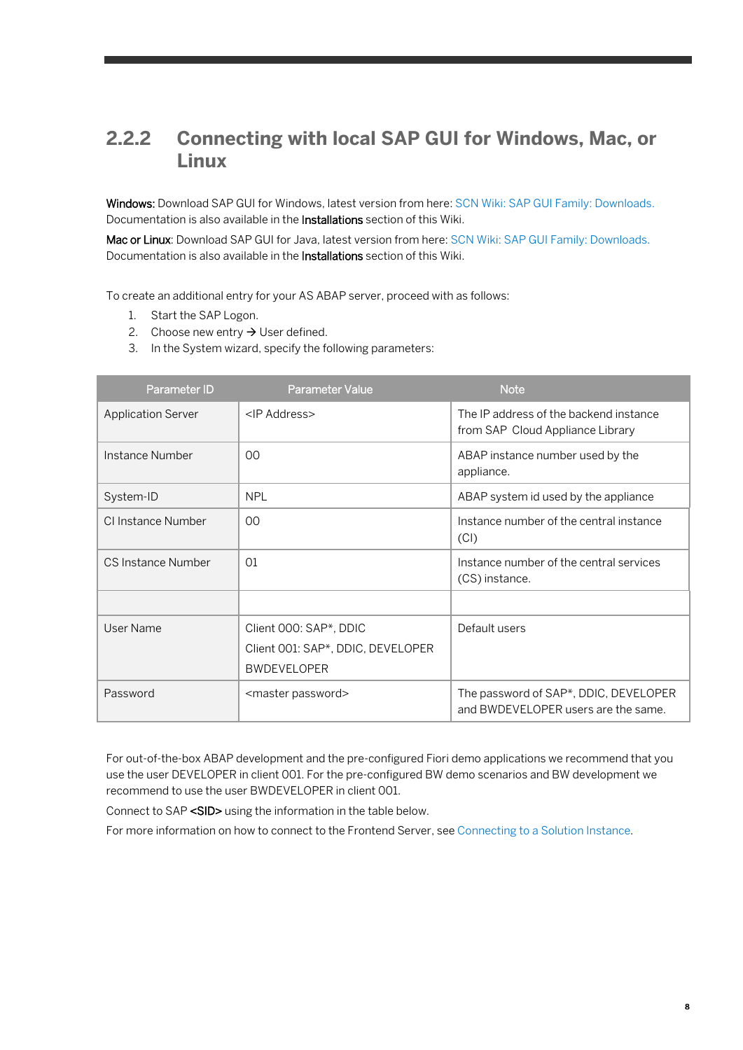### 2.2.2 Connecting with local SAP GUI for Windows, Mac, or Linux

**Windows:** Download SAP GUI for Windows, latest version from here: SCN Wiki: SAP GUI Family: Downloads. Documentation is also available in the **Installations** section of this Wiki.

**Mac or Linux**: Download SAP GUI for Java, latest version from here: SCN Wiki: SAP GUI Family: Downloads. Documentation is also available in the **Installations** section of this Wiki.

To create an additional entry for your AS ABAP server, proceed with as follows:

1. Start the SAP Logon.
2. Choose new entry → User defined.
3. In the System wizard, specify the following parameters:

| Parameter ID | Parameter Value | Note |
| --- | --- | --- |
| Application Server | <IP Address> | The IP address of the backend instance from SAP Cloud Appliance Library |
| Instance Number | 00 | ABAP instance number used by the appliance. |
| System-ID | NPL | ABAP system id used by the appliance |
| CI Instance Number | 00 | Instance number of the central instance (CI) |
| CS Instance Number | 01 | Instance number of the central services (CS) instance. |
| | | |
| User Name | Client 000: SAP*, DDIC<br>Client 001: SAP*, DDIC, DEVELOPER<br>BWDEVELOPER | Default users |
| Password | <master password> | The password of SAP*, DDIC, DEVELOPER and BWDEVELOPER users are the same. |

For out-of-the-box ABAP development and the pre-configured Fiori demo applications we recommend that you use the user DEVELOPER in client 001. For the pre-configured BW demo scenarios and BW development we recommend to use the user BWDEVELOPER in client 001.

Connect to SAP **<SID>** using the information in the table below.

For more information on how to connect to the Frontend Server, see Connecting to a Solution Instance.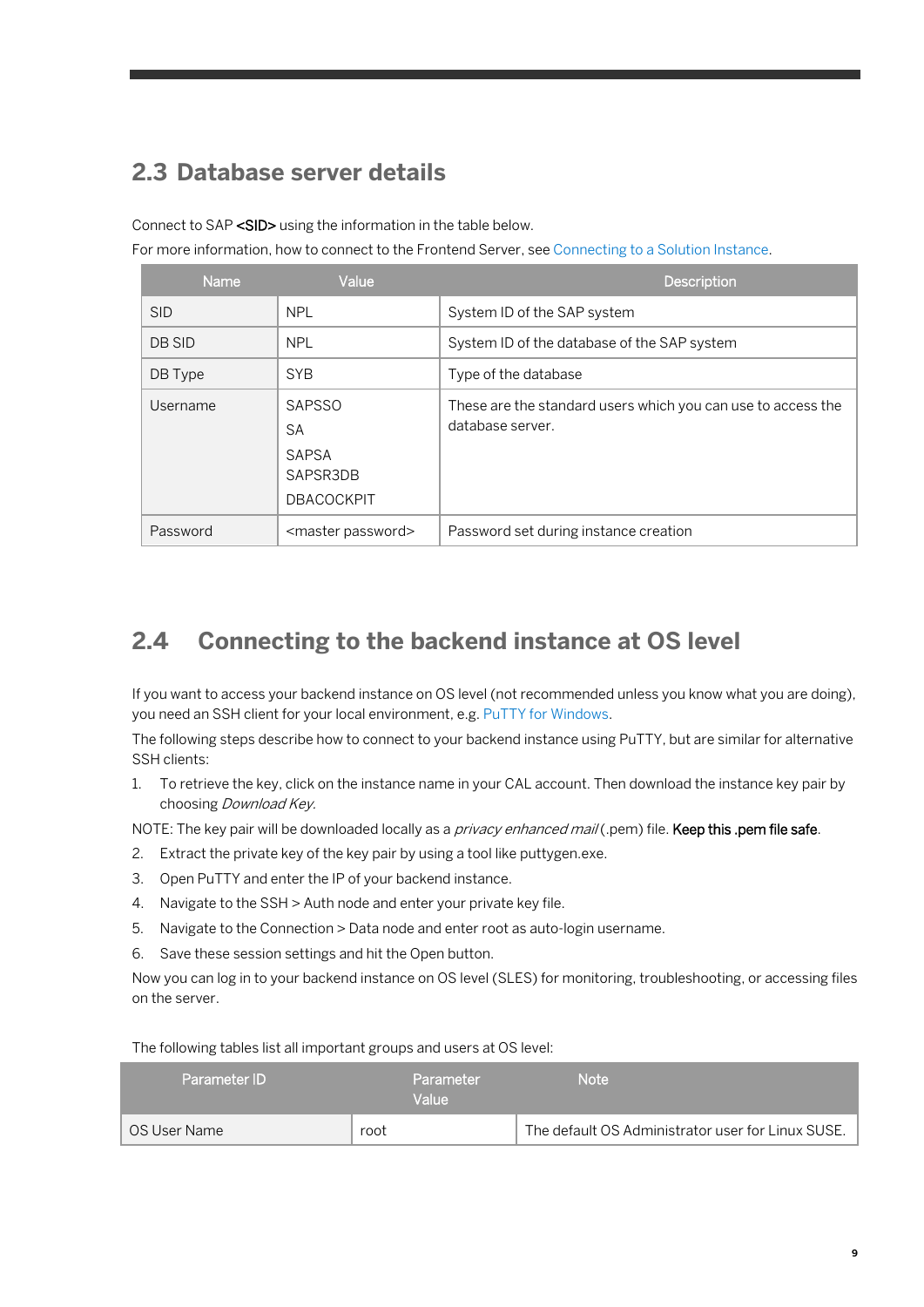## 2.3 Database server details

Connect to SAP <SID> using the information in the table below.

For more information, how to connect to the Frontend Server, see Connecting to a Solution Instance.

| Name | Value | Description |
| --- | --- | --- |
| SID | NPL | System ID of the SAP system |
| DB SID | NPL | System ID of the database of the SAP system |
| DB Type | SYB | Type of the database |
| Username | SAPSSO<br>SA<br>SAPSA<br>SAPSR3DB<br>DBACOCKPIT | These are the standard users which you can use to access the database server. |
| Password | <master password> | Password set during instance creation |

## 2.4 Connecting to the backend instance at OS level

If you want to access your backend instance on OS level (not recommended unless you know what you are doing), you need an SSH client for your local environment, e.g. PuTTY for Windows.

The following steps describe how to connect to your backend instance using PuTTY, but are similar for alternative SSH clients:

1. To retrieve the key, click on the instance name in your CAL account. Then download the instance key pair by choosing *Download Key*.

NOTE: The key pair will be downloaded locally as a *privacy enhanced mail* (.pem) file. **Keep this .pem file safe**.

2. Extract the private key of the key pair by using a tool like puttygen.exe.
3. Open PuTTY and enter the IP of your backend instance.
4. Navigate to the SSH > Auth node and enter your private key file.
5. Navigate to the Connection > Data node and enter root as auto-login username.
6. Save these session settings and hit the Open button.

Now you can log in to your backend instance on OS level (SLES) for monitoring, troubleshooting, or accessing files on the server.

The following tables list all important groups and users at OS level:

| Parameter ID | Parameter Value | Note |
| --- | --- | --- |
| OS User Name | root | The default OS Administrator user for Linux SUSE. |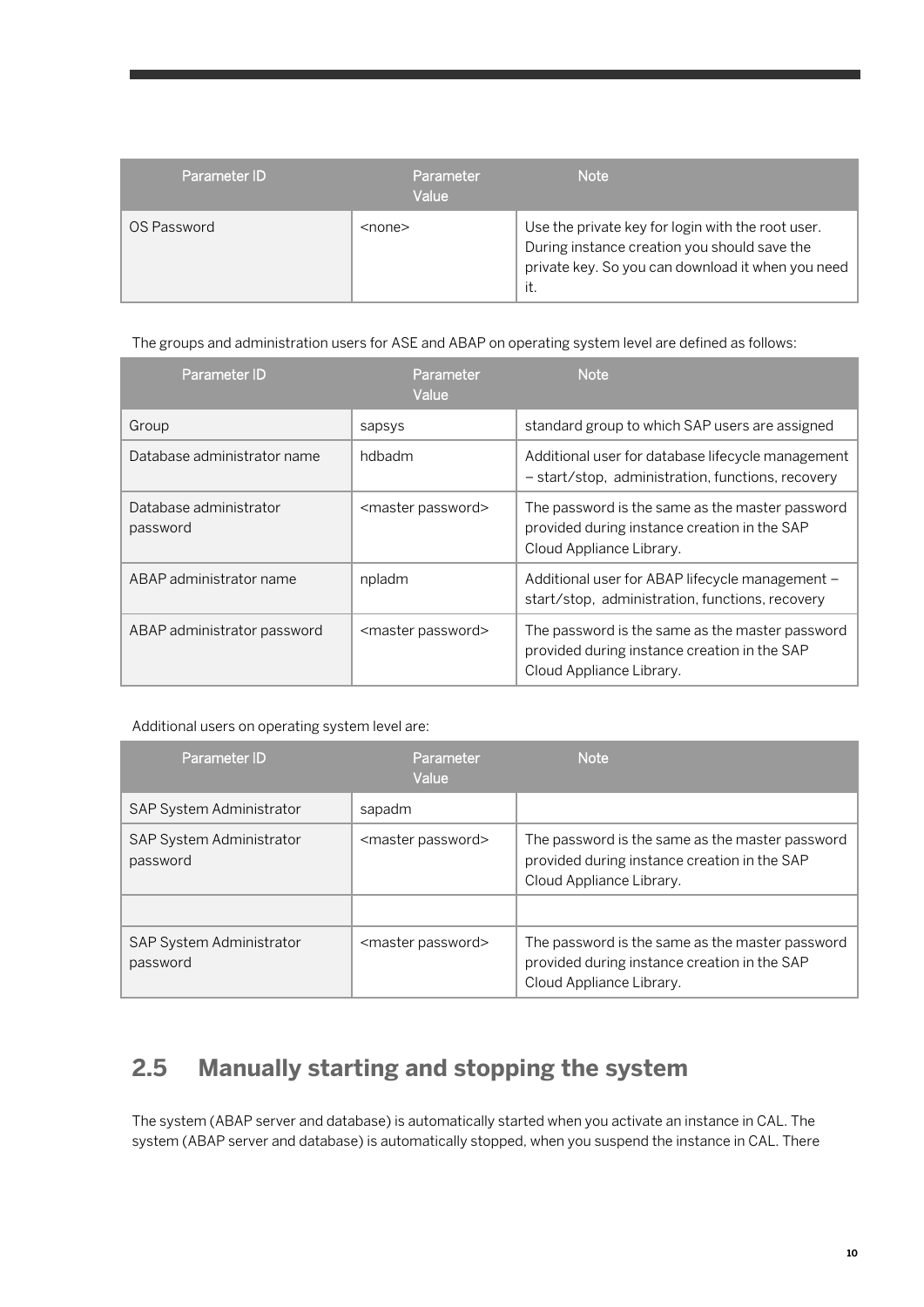| Parameter ID | Parameter Value | Note |
|---|---|---|
| OS Password | <none> | Use the private key for login with the root user. During instance creation you should save the private key. So you can download it when you need it. |

The groups and administration users for ASE and ABAP on operating system level are defined as follows:

| Parameter ID | Parameter Value | Note |
|---|---|---|
| Group | sapsys | standard group to which SAP users are assigned |
| Database administrator name | hdbadm | Additional user for database lifecycle management – start/stop, administration, functions, recovery |
| Database administrator password | <master password> | The password is the same as the master password provided during instance creation in the SAP Cloud Appliance Library. |
| ABAP administrator name | npladm | Additional user for ABAP lifecycle management – start/stop, administration, functions, recovery |
| ABAP administrator password | <master password> | The password is the same as the master password provided during instance creation in the SAP Cloud Appliance Library. |

Additional users on operating system level are:

| Parameter ID | Parameter Value | Note |
|---|---|---|
| SAP System Administrator | sapadm | |
| SAP System Administrator password | <master password> | The password is the same as the master password provided during instance creation in the SAP Cloud Appliance Library. |
| | | |
| SAP System Administrator password | <master password> | The password is the same as the master password provided during instance creation in the SAP Cloud Appliance Library. |

## 2.5 Manually starting and stopping the system

The system (ABAP server and database) is automatically started when you activate an instance in CAL. The system (ABAP server and database) is automatically stopped, when you suspend the instance in CAL. There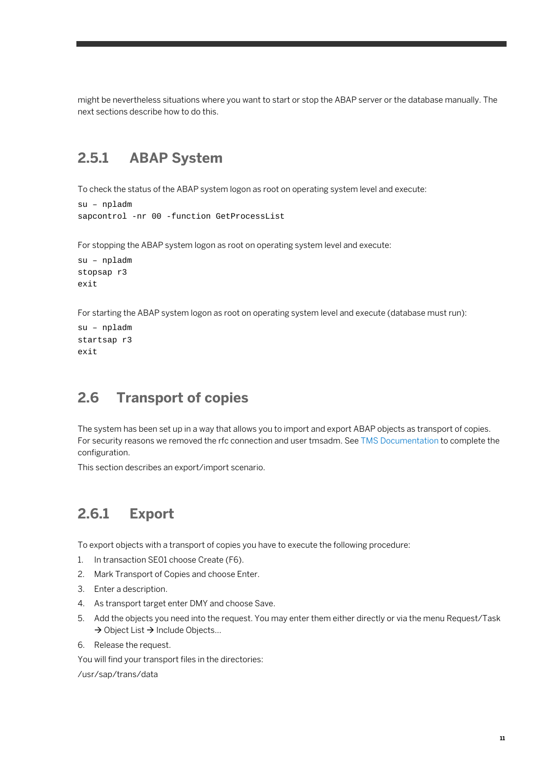might be nevertheless situations where you want to start or stop the ABAP server or the database manually. The next sections describe how to do this.

### 2.5.1 ABAP System

To check the status of the ABAP system logon as root on operating system level and execute:

```
su – npladm
sapcontrol -nr 00 -function GetProcessList
```

For stopping the ABAP system logon as root on operating system level and execute:

```
su – npladm
stopsap r3
exit
```

For starting the ABAP system logon as root on operating system level and execute (database must run):

```
su – npladm
startsap r3
exit
```

## 2.6 Transport of copies

The system has been set up in a way that allows you to import and export ABAP objects as transport of copies. For security reasons we removed the rfc connection and user tmsadm. See TMS Documentation to complete the configuration.

This section describes an export/import scenario.

### 2.6.1 Export

To export objects with a transport of copies you have to execute the following procedure:

1. In transaction SE01 choose Create (F6).
2. Mark Transport of Copies and choose Enter.
3. Enter a description.
4. As transport target enter DMY and choose Save.
5. Add the objects you need into the request. You may enter them either directly or via the menu Request/Task → Object List → Include Objects…
6. Release the request.

You will find your transport files in the directories:

/usr/sap/trans/data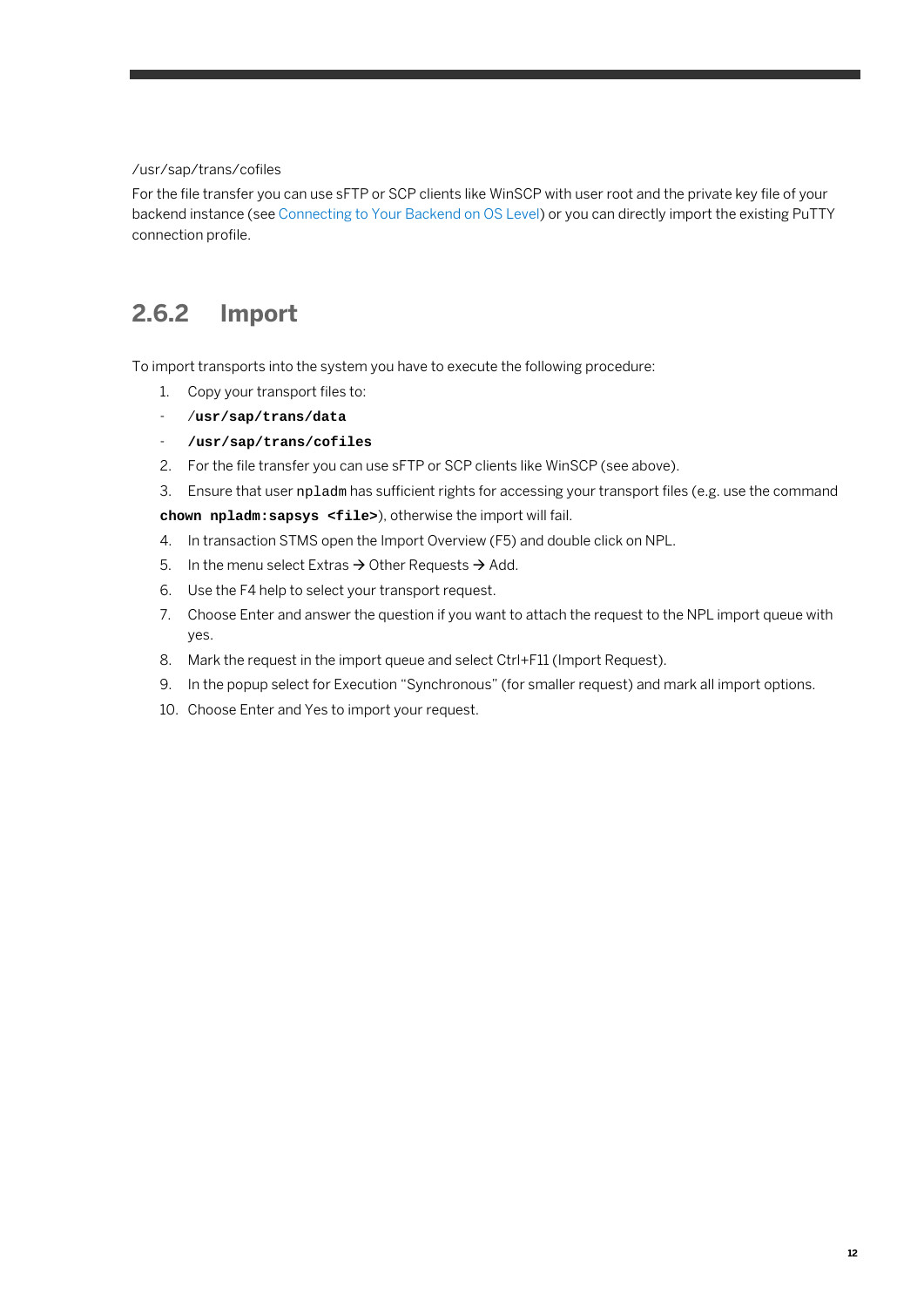/usr/sap/trans/cofiles

For the file transfer you can use sFTP or SCP clients like WinSCP with user root and the private key file of your backend instance (see Connecting to Your Backend on OS Level) or you can directly import the existing PuTTY connection profile.

## 2.6.2 Import

To import transports into the system you have to execute the following procedure:

1. Copy your transport files to:
   - **`/usr/sap/trans/data`**
   - **`/usr/sap/trans/cofiles`**
2. For the file transfer you can use sFTP or SCP clients like WinSCP (see above).
3. Ensure that user `npladm` has sufficient rights for accessing your transport files (e.g. use the command **`chown npladm:sapsys <file>`**), otherwise the import will fail.
4. In transaction STMS open the Import Overview (F5) and double click on NPL.
5. In the menu select Extras → Other Requests → Add.
6. Use the F4 help to select your transport request.
7. Choose Enter and answer the question if you want to attach the request to the NPL import queue with yes.
8. Mark the request in the import queue and select Ctrl+F11 (Import Request).
9. In the popup select for Execution “Synchronous” (for smaller request) and mark all import options.
10. Choose Enter and Yes to import your request.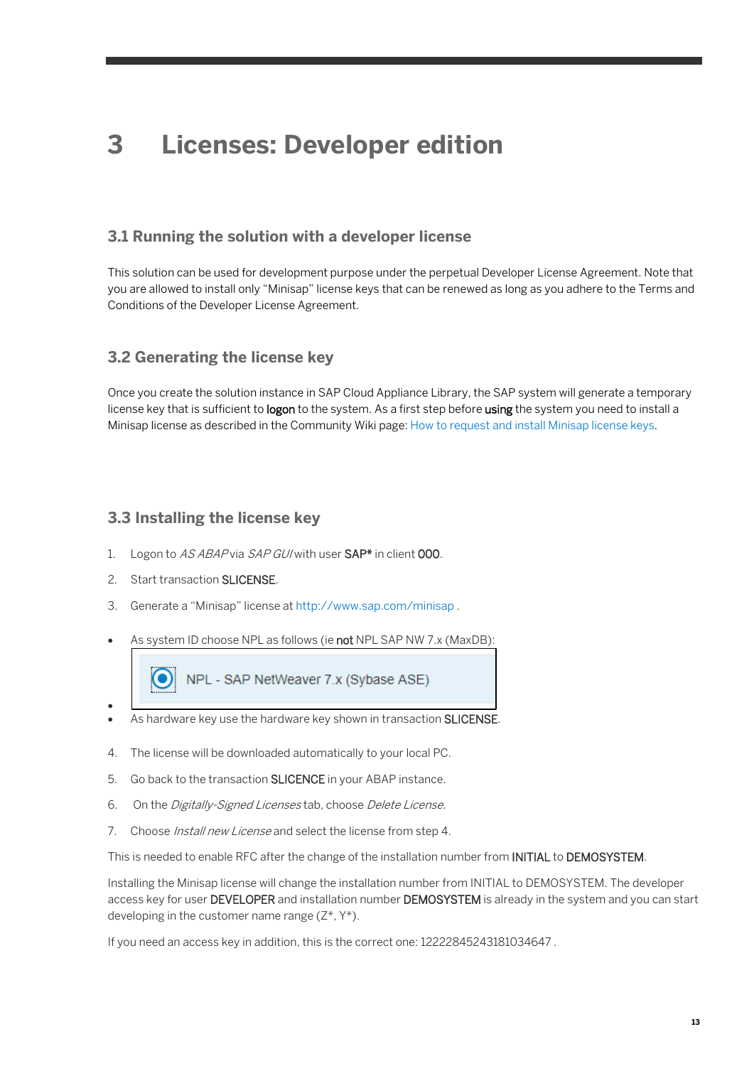# 3 Licenses: Developer edition

## 3.1 Running the solution with a developer license

This solution can be used for development purpose under the perpetual Developer License Agreement. Note that you are allowed to install only “Minisap” license keys that can be renewed as long as you adhere to the Terms and Conditions of the Developer License Agreement.

## 3.2 Generating the license key

Once you create the solution instance in SAP Cloud Appliance Library, the SAP system will generate a temporary license key that is sufficient to logon to the system. As a first step before using the system you need to install a Minisap license as described in the Community Wiki page: How to request and install Minisap license keys.

## 3.3 Installing the license key

1. Logon to *AS ABAP* via *SAP GUI* with user SAP* in client 000.
2. Start transaction SLICENSE.
3. Generate a “Minisap” license at http://www.sap.com/minisap .

- As system ID choose NPL as follows (ie **not** NPL SAP NW 7.x (MaxDB):

  NPL - SAP NetWeaver 7.x (Sybase ASE)

-
- As hardware key use the hardware key shown in transaction SLICENSE.

4. The license will be downloaded automatically to your local PC.
5. Go back to the transaction SLICENCE in your ABAP instance.
6. On the *Digitally-Signed Licenses* tab, choose *Delete License.*
7. Choose *Install new License* and select the license from step 4.

This is needed to enable RFC after the change of the installation number from INITIAL to DEMOSYSTEM.

Installing the Minisap license will change the installation number from INITIAL to DEMOSYSTEM. The developer access key for user DEVELOPER and installation number DEMOSYSTEM is already in the system and you can start developing in the customer name range (Z*, Y*).

If you need an access key in addition, this is the correct one: 12222845243181034647 .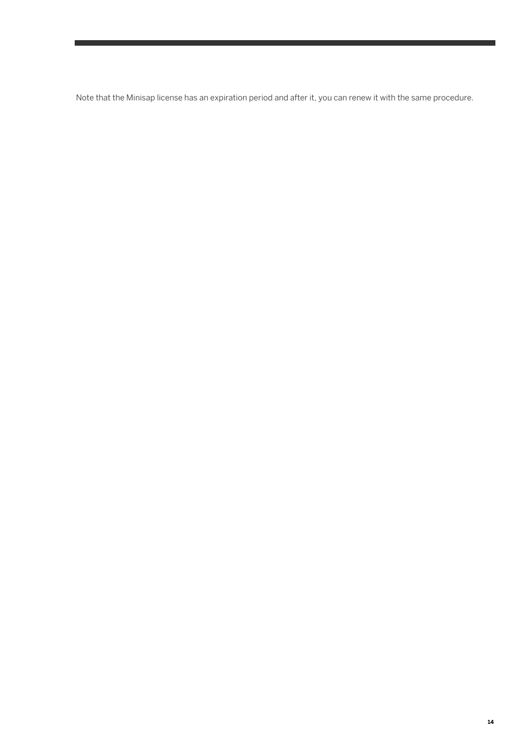Note that the Minisap license has an expiration period and after it, you can renew it with the same procedure.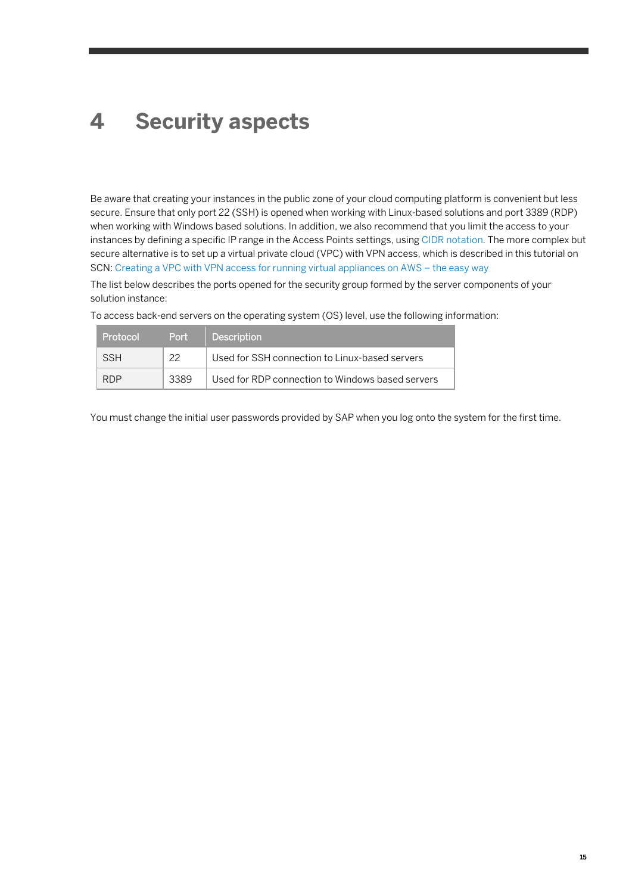# 4 Security aspects

Be aware that creating your instances in the public zone of your cloud computing platform is convenient but less secure. Ensure that only port 22 (SSH) is opened when working with Linux-based solutions and port 3389 (RDP) when working with Windows based solutions. In addition, we also recommend that you limit the access to your instances by defining a specific IP range in the Access Points settings, using CIDR notation. The more complex but secure alternative is to set up a virtual private cloud (VPC) with VPN access, which is described in this tutorial on SCN: Creating a VPC with VPN access for running virtual appliances on AWS – the easy way

The list below describes the ports opened for the security group formed by the server components of your solution instance:

To access back-end servers on the operating system (OS) level, use the following information:

| Protocol | Port | Description |
| --- | --- | --- |
| SSH | 22 | Used for SSH connection to Linux-based servers |
| RDP | 3389 | Used for RDP connection to Windows based servers |

You must change the initial user passwords provided by SAP when you log onto the system for the first time.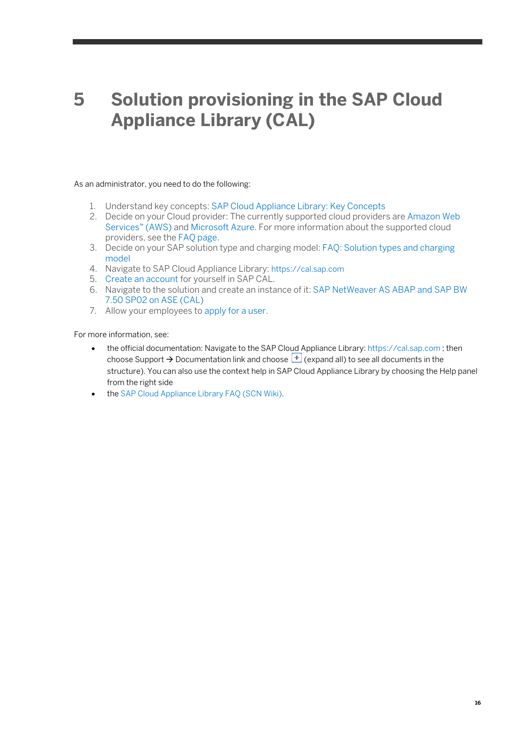# 5 Solution provisioning in the SAP Cloud Appliance Library (CAL)

As an administrator, you need to do the following:

1. Understand key concepts: SAP Cloud Appliance Library: Key Concepts
2. Decide on your Cloud provider: The currently supported cloud providers are Amazon Web Services™ (AWS) and Microsoft Azure. For more information about the supported cloud providers, see the FAQ page.
3. Decide on your SAP solution type and charging model: FAQ: Solution types and charging model
4. Navigate to SAP Cloud Appliance Library: https://cal.sap.com
5. Create an account for yourself in SAP CAL.
6. Navigate to the solution and create an instance of it: SAP NetWeaver AS ABAP and SAP BW 7.50 SP02 on ASE (CAL)
7. Allow your employees to apply for a user.

For more information, see:

- the official documentation: Navigate to the SAP Cloud Appliance Library: https://cal.sap.com ; then choose Support → Documentation link and choose [+] (expand all) to see all documents in the structure). You can also use the context help in SAP Cloud Appliance Library by choosing the Help panel from the right side
- the SAP Cloud Appliance Library FAQ (SCN Wiki).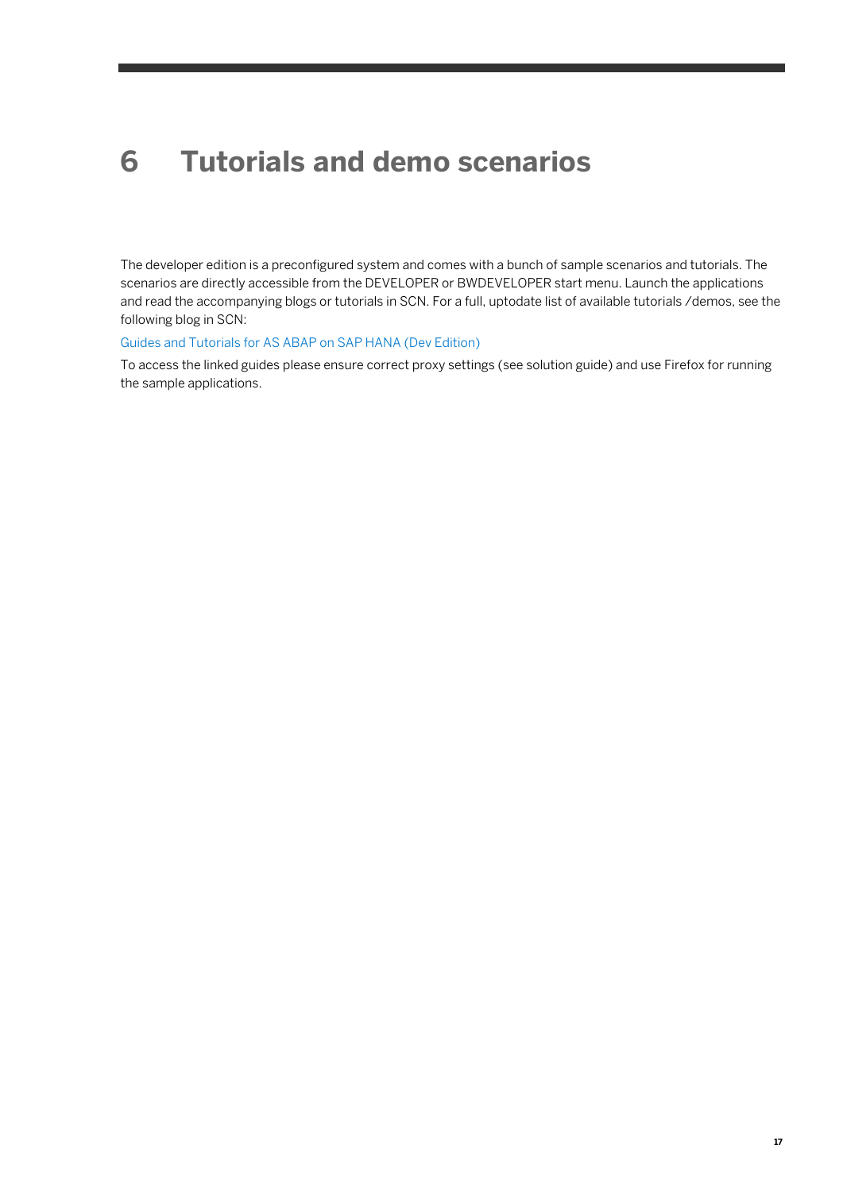# 6 Tutorials and demo scenarios

The developer edition is a preconfigured system and comes with a bunch of sample scenarios and tutorials. The scenarios are directly accessible from the DEVELOPER or BWDEVELOPER start menu. Launch the applications and read the accompanying blogs or tutorials in SCN. For a full, uptodate list of available tutorials /demos, see the following blog in SCN:

Guides and Tutorials for AS ABAP on SAP HANA (Dev Edition)

To access the linked guides please ensure correct proxy settings (see solution guide) and use Firefox for running the sample applications.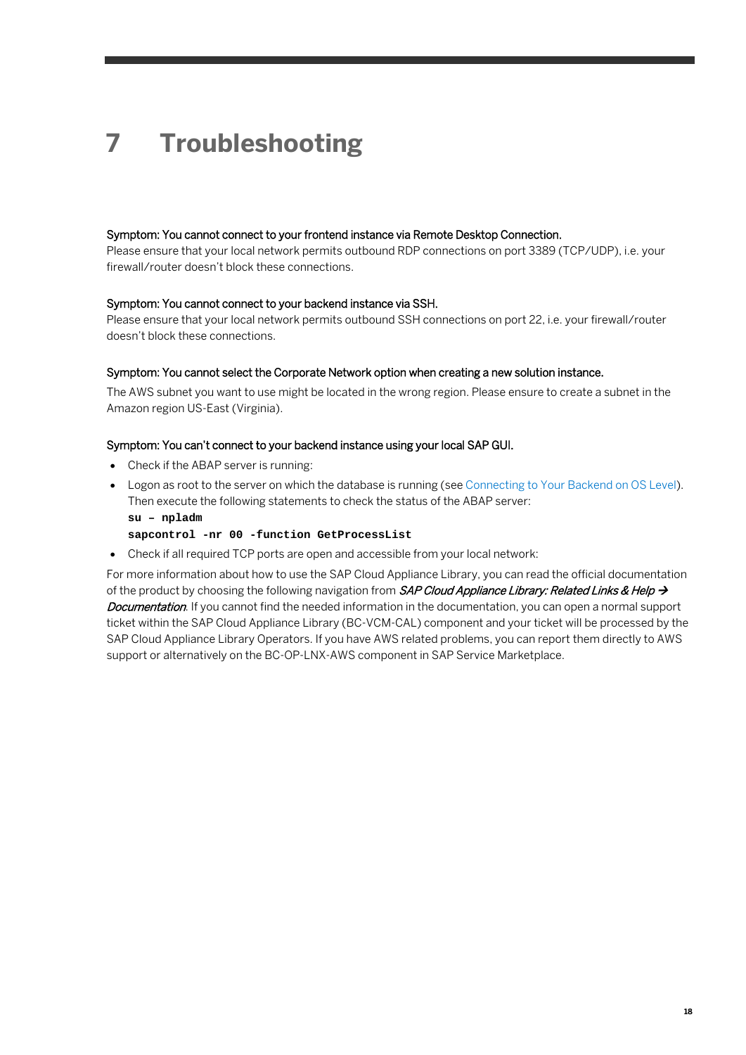# 7 Troubleshooting

Symptom: You cannot connect to your frontend instance via Remote Desktop Connection.
Please ensure that your local network permits outbound RDP connections on port 3389 (TCP/UDP), i.e. your firewall/router doesn't block these connections.

Symptom: You cannot connect to your backend instance via SSH.
Please ensure that your local network permits outbound SSH connections on port 22, i.e. your firewall/router doesn't block these connections.

Symptom: You cannot select the Corporate Network option when creating a new solution instance.

The AWS subnet you want to use might be located in the wrong region. Please ensure to create a subnet in the Amazon region US-East (Virginia).

Symptom: You can't connect to your backend instance using your local SAP GUI.

- Check if the ABAP server is running:
- Logon as root to the server on which the database is running (see Connecting to Your Backend on OS Level). Then execute the following statements to check the status of the ABAP server:

```
su – npladm
sapcontrol -nr 00 -function GetProcessList
```

- Check if all required TCP ports are open and accessible from your local network:

For more information about how to use the SAP Cloud Appliance Library, you can read the official documentation of the product by choosing the following navigation from *SAP Cloud Appliance Library: Related Links & Help → Documentation*. If you cannot find the needed information in the documentation, you can open a normal support ticket within the SAP Cloud Appliance Library (BC-VCM-CAL) component and your ticket will be processed by the SAP Cloud Appliance Library Operators. If you have AWS related problems, you can report them directly to AWS support or alternatively on the BC-OP-LNX-AWS component in SAP Service Marketplace.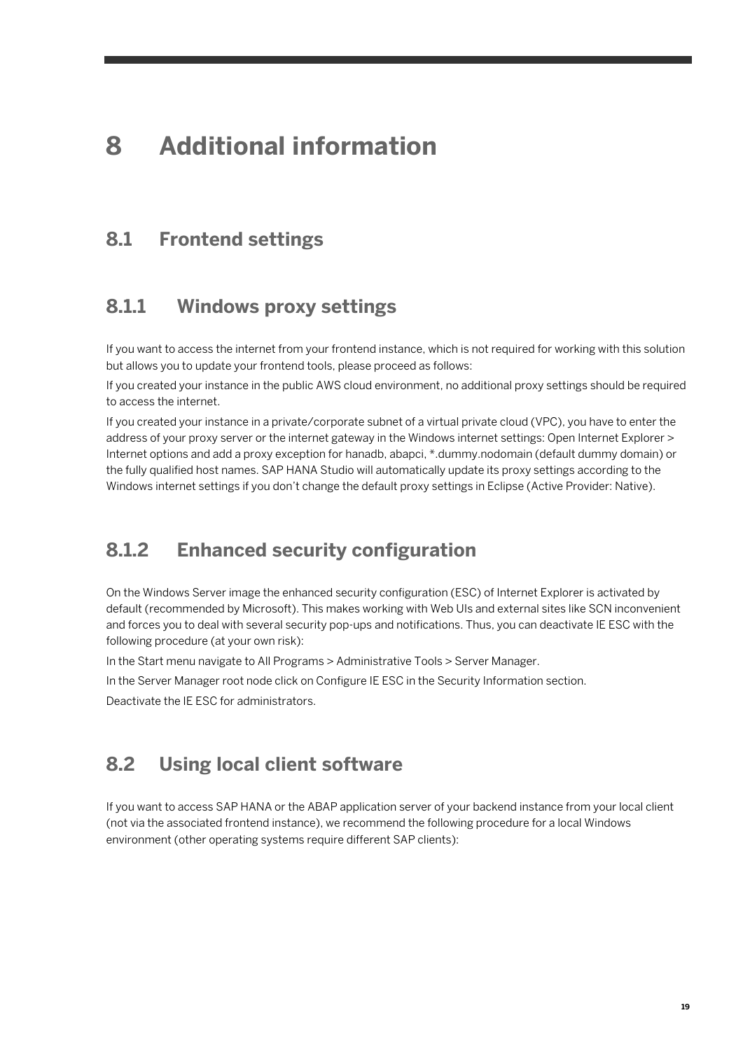# 8 Additional information

## 8.1 Frontend settings

### 8.1.1 Windows proxy settings

If you want to access the internet from your frontend instance, which is not required for working with this solution but allows you to update your frontend tools, please proceed as follows:

If you created your instance in the public AWS cloud environment, no additional proxy settings should be required to access the internet.

If you created your instance in a private/corporate subnet of a virtual private cloud (VPC), you have to enter the address of your proxy server or the internet gateway in the Windows internet settings: Open Internet Explorer > Internet options and add a proxy exception for hanadb, abapci, *.dummy.nodomain (default dummy domain) or the fully qualified host names. SAP HANA Studio will automatically update its proxy settings according to the Windows internet settings if you don't change the default proxy settings in Eclipse (Active Provider: Native).

### 8.1.2 Enhanced security configuration

On the Windows Server image the enhanced security configuration (ESC) of Internet Explorer is activated by default (recommended by Microsoft). This makes working with Web UIs and external sites like SCN inconvenient and forces you to deal with several security pop-ups and notifications. Thus, you can deactivate IE ESC with the following procedure (at your own risk):

In the Start menu navigate to All Programs > Administrative Tools > Server Manager.

In the Server Manager root node click on Configure IE ESC in the Security Information section.

Deactivate the IE ESC for administrators.

## 8.2 Using local client software

If you want to access SAP HANA or the ABAP application server of your backend instance from your local client (not via the associated frontend instance), we recommend the following procedure for a local Windows environment (other operating systems require different SAP clients):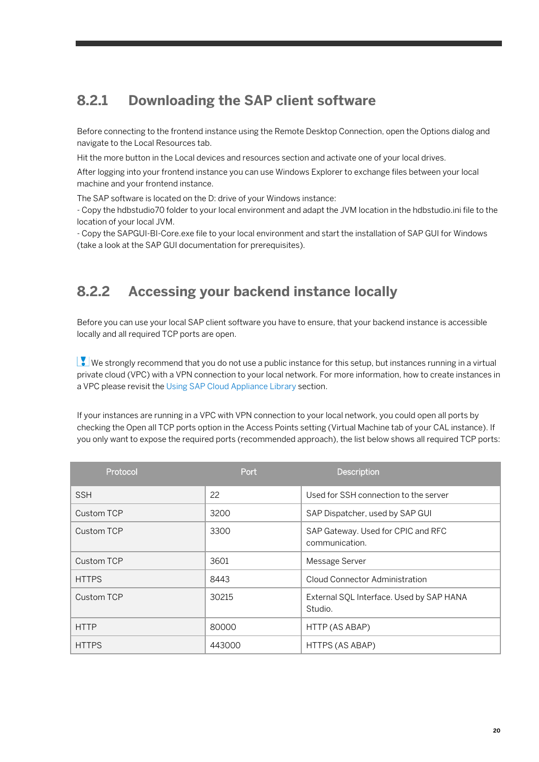### 8.2.1 Downloading the SAP client software

Before connecting to the frontend instance using the Remote Desktop Connection, open the Options dialog and navigate to the Local Resources tab.

Hit the more button in the Local devices and resources section and activate one of your local drives.

After logging into your frontend instance you can use Windows Explorer to exchange files between your local machine and your frontend instance.

The SAP software is located on the D: drive of your Windows instance:
- Copy the hdbstudio70 folder to your local environment and adapt the JVM location in the hdbstudio.ini file to the location of your local JVM.
- Copy the SAPGUI-BI-Core.exe file to your local environment and start the installation of SAP GUI for Windows (take a look at the SAP GUI documentation for prerequisites).

### 8.2.2 Accessing your backend instance locally

Before you can use your local SAP client software you have to ensure, that your backend instance is accessible locally and all required TCP ports are open.

We strongly recommend that you do not use a public instance for this setup, but instances running in a virtual private cloud (VPC) with a VPN connection to your local network. For more information, how to create instances in a VPC please revisit the Using SAP Cloud Appliance Library section.

If your instances are running in a VPC with VPN connection to your local network, you could open all ports by checking the Open all TCP ports option in the Access Points setting (Virtual Machine tab of your CAL instance). If you only want to expose the required ports (recommended approach), the list below shows all required TCP ports:

| Protocol | Port | Description |
|---|---|---|
| SSH | 22 | Used for SSH connection to the server |
| Custom TCP | 3200 | SAP Dispatcher, used by SAP GUI |
| Custom TCP | 3300 | SAP Gateway. Used for CPIC and RFC communication. |
| Custom TCP | 3601 | Message Server |
| HTTPS | 8443 | Cloud Connector Administration |
| Custom TCP | 30215 | External SQL Interface. Used by SAP HANA Studio. |
| HTTP | 80000 | HTTP (AS ABAP) |
| HTTPS | 443000 | HTTPS (AS ABAP) |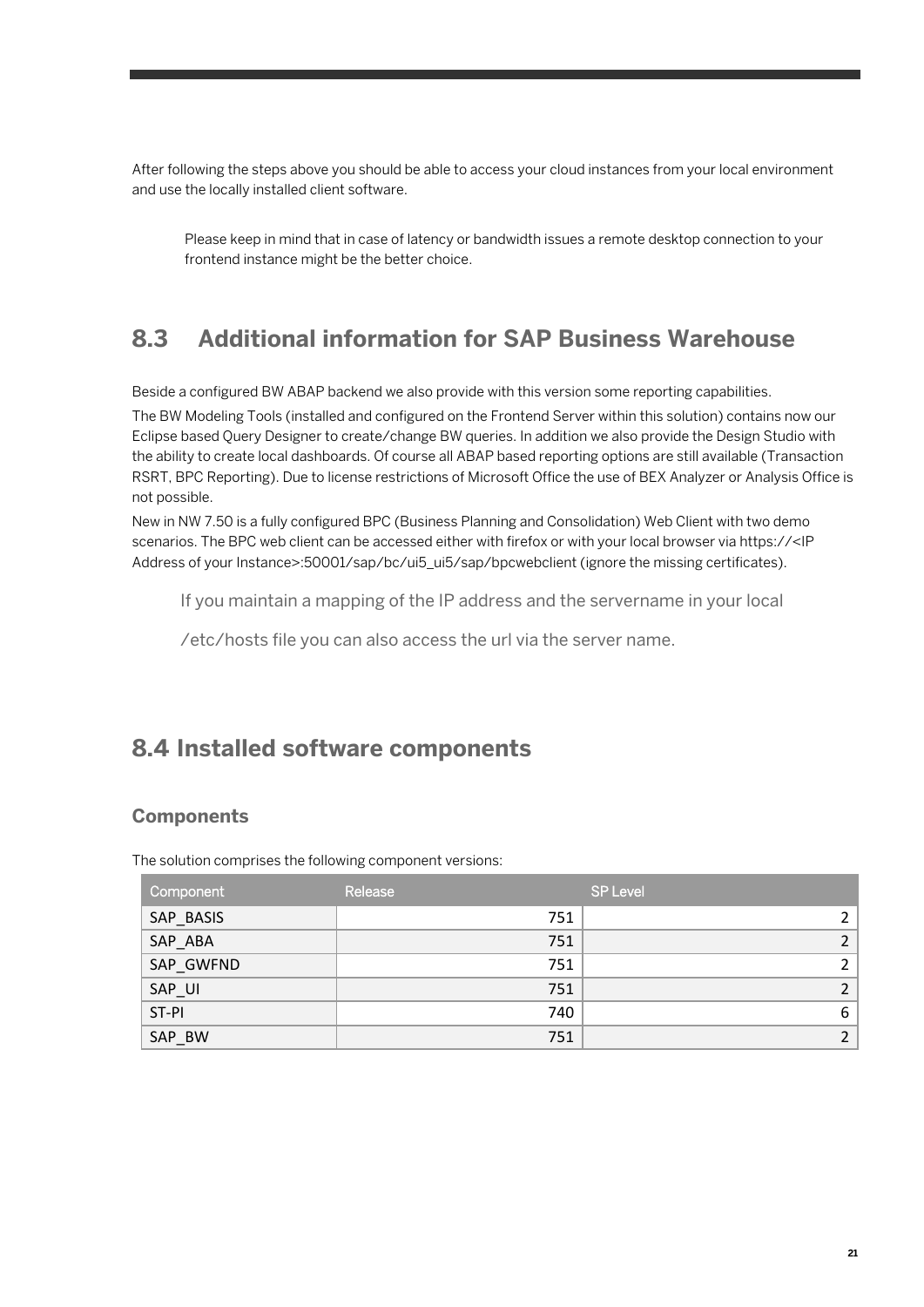After following the steps above you should be able to access your cloud instances from your local environment and use the locally installed client software.

Please keep in mind that in case of latency or bandwidth issues a remote desktop connection to your frontend instance might be the better choice.

## 8.3 Additional information for SAP Business Warehouse

Beside a configured BW ABAP backend we also provide with this version some reporting capabilities.

The BW Modeling Tools (installed and configured on the Frontend Server within this solution) contains now our Eclipse based Query Designer to create/change BW queries. In addition we also provide the Design Studio with the ability to create local dashboards. Of course all ABAP based reporting options are still available (Transaction RSRT, BPC Reporting). Due to license restrictions of Microsoft Office the use of BEX Analyzer or Analysis Office is not possible.

New in NW 7.50 is a fully configured BPC (Business Planning and Consolidation) Web Client with two demo scenarios. The BPC web client can be accessed either with firefox or with your local browser via https://<IP Address of your Instance>:50001/sap/bc/ui5_ui5/sap/bpcwebclient (ignore the missing certificates).

If you maintain a mapping of the IP address and the servername in your local

/etc/hosts file you can also access the url via the server name.

## 8.4 Installed software components

### Components

The solution comprises the following component versions:

| Component | Release | SP Level |
|---|---|---|
| SAP_BASIS | 751 | 2 |
| SAP_ABA | 751 | 2 |
| SAP_GWFND | 751 | 2 |
| SAP_UI | 751 | 2 |
| ST-PI | 740 | 6 |
| SAP_BW | 751 | 2 |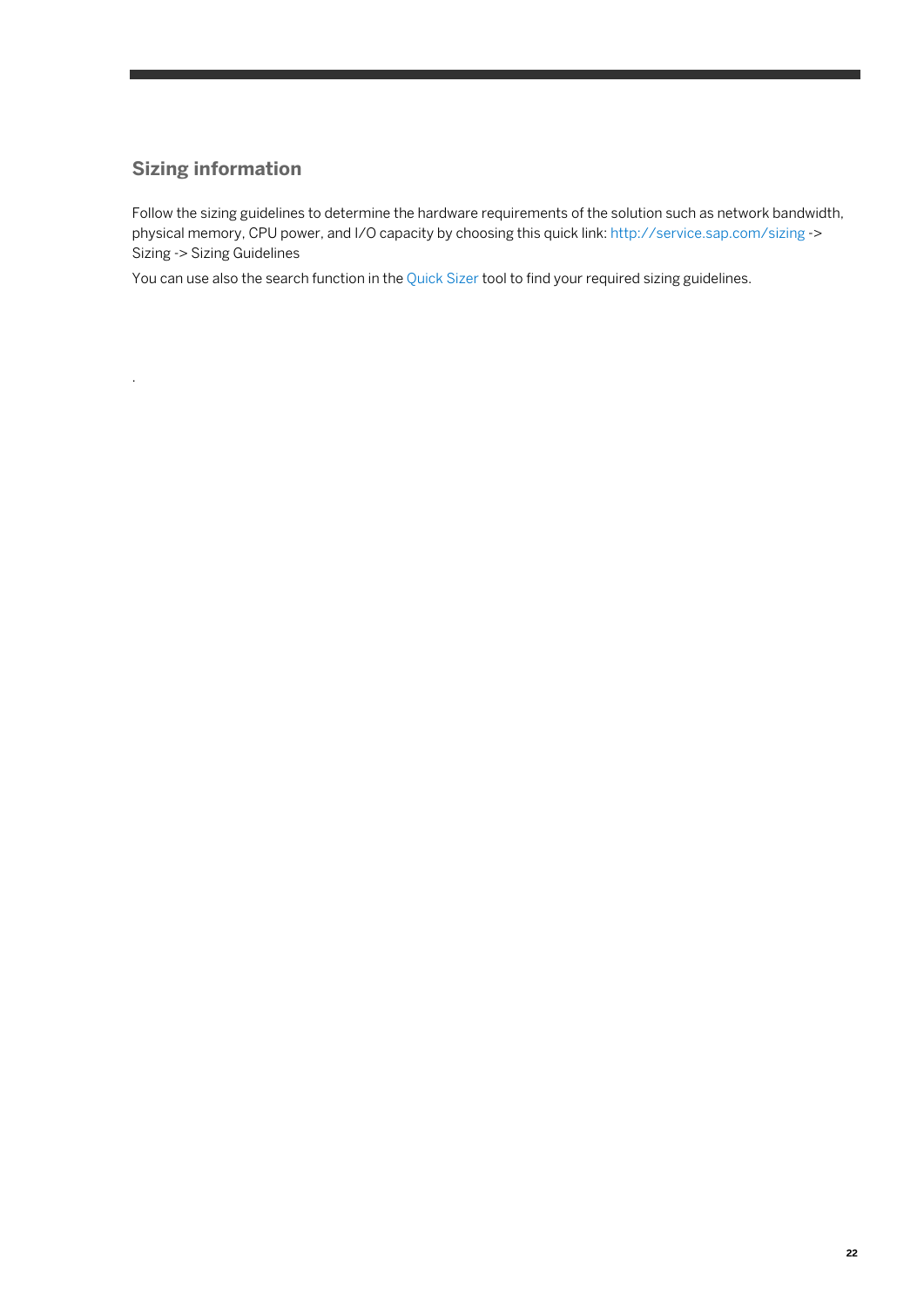## Sizing information

Follow the sizing guidelines to determine the hardware requirements of the solution such as network bandwidth, physical memory, CPU power, and I/O capacity by choosing this quick link: http://service.sap.com/sizing -> Sizing -> Sizing Guidelines

You can use also the search function in the Quick Sizer tool to find your required sizing guidelines.

.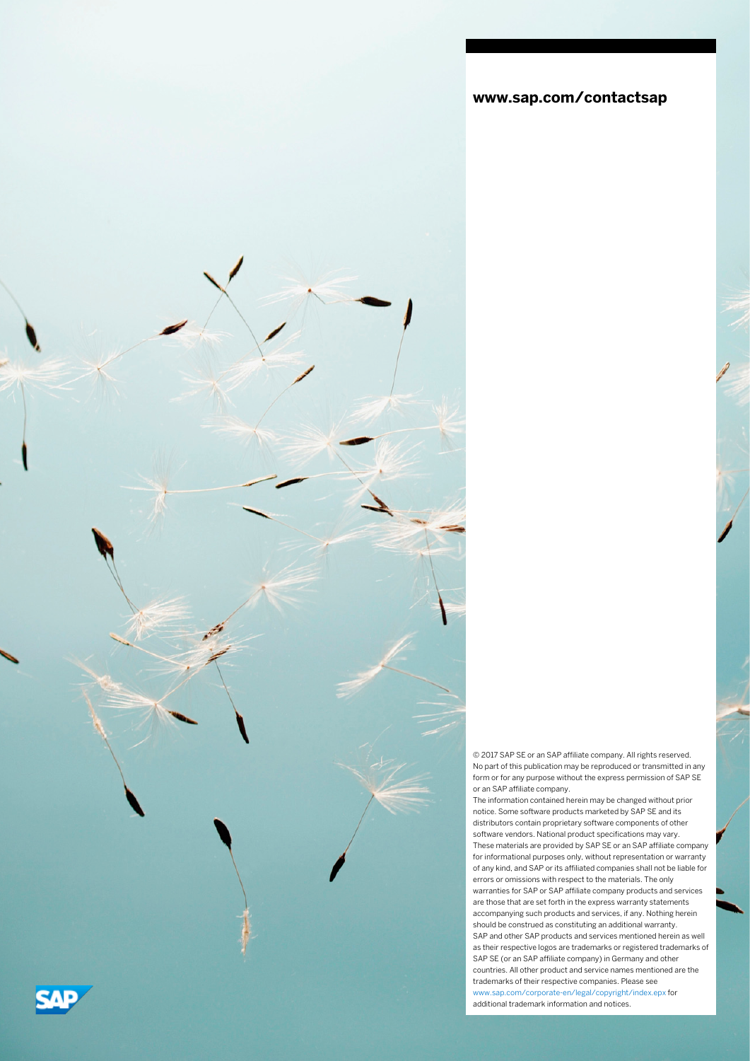**www.sap.com/contactsap**

© 2017 SAP SE or an SAP affiliate company. All rights reserved.
No part of this publication may be reproduced or transmitted in any form or for any purpose without the express permission of SAP SE or an SAP affiliate company.

The information contained herein may be changed without prior notice. Some software products marketed by SAP SE and its distributors contain proprietary software components of other software vendors. National product specifications may vary.

These materials are provided by SAP SE or an SAP affiliate company for informational purposes only, without representation or warranty of any kind, and SAP or its affiliated companies shall not be liable for errors or omissions with respect to the materials. The only warranties for SAP or SAP affiliate company products and services are those that are set forth in the express warranty statements accompanying such products and services, if any. Nothing herein should be construed as constituting an additional warranty.

SAP and other SAP products and services mentioned herein as well as their respective logos are trademarks or registered trademarks of SAP SE (or an SAP affiliate company) in Germany and other countries. All other product and service names mentioned are the trademarks of their respective companies. Please see www.sap.com/corporate-en/legal/copyright/index.epx for additional trademark information and notices.